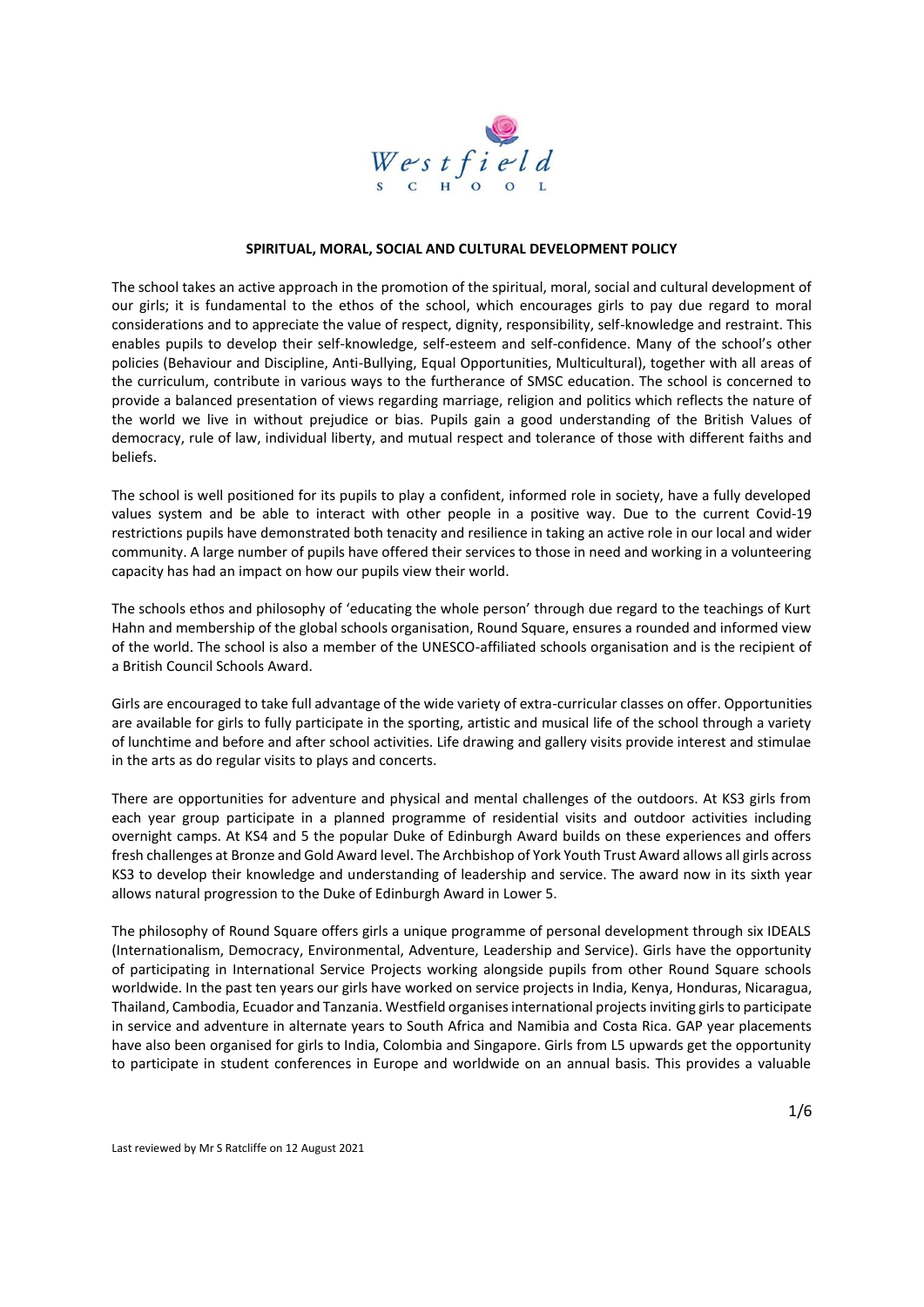Westfield School

# SPIRITUAL, MORAL, SOCIAL AND CULTURAL DEVELOPMENT POLICY

The school takes an active approach in the promotion of the spiritual, moral, social and cultural development of our girls; it is fundamental to the ethos of the school, which encourages girls to pay due regard to moral considerations and to appreciate the value of respect, dignity, responsibility, self-knowledge and restraint. This enables pupils to develop their self-knowledge, self-esteem and self-confidence. Many of the school's other policies (Behaviour and Discipline, Anti-Bullying, Equal Opportunities, Multicultural), together with all areas of the curriculum, contribute in various ways to the furtherance of SMSC education. The school is concerned to provide a balanced presentation of views regarding marriage, religion and politics which reflects the nature of the world we live in without prejudice or bias. Pupils gain a good understanding of the British Values of democracy, rule of law, individual liberty, and mutual respect and tolerance of those with different faiths and beliefs.

The school is well positioned for its pupils to play a confident, informed role in society, have a fully developed values system and be able to interact with other people in a positive way. Due to the current Covid-19 restrictions pupils have demonstrated both tenacity and resilience in taking an active role in our local and wider community. A large number of pupils have offered their services to those in need and working in a volunteering capacity has had an impact on how our pupils view their world.

The schools ethos and philosophy of 'educating the whole person' through due regard to the teachings of Kurt Hahn and membership of the global schools organisation, Round Square, ensures a rounded and informed view of the world. The school is also a member of the UNESCO-affiliated schools organisation and is the recipient of a British Council Schools Award.

Girls are encouraged to take full advantage of the wide variety of extra-curricular classes on offer. Opportunities are available for girls to fully participate in the sporting, artistic and musical life of the school through a variety of lunchtime and before and after school activities. Life drawing and gallery visits provide interest and stimulae in the arts as do regular visits to plays and concerts.

There are opportunities for adventure and physical and mental challenges of the outdoors. At KS3 girls from each year group participate in a planned programme of residential visits and outdoor activities including overnight camps. At KS4 and 5 the popular Duke of Edinburgh Award builds on these experiences and offers fresh challenges at Bronze and Gold Award level. The Archbishop of York Youth Trust Award allows all girls across KS3 to develop their knowledge and understanding of leadership and service. The award now in its sixth year allows natural progression to the Duke of Edinburgh Award in Lower 5.

The philosophy of Round Square offers girls a unique programme of personal development through six IDEALS (Internationalism, Democracy, Environmental, Adventure, Leadership and Service). Girls have the opportunity of participating in International Service Projects working alongside pupils from other Round Square schools worldwide. In the past ten years our girls have worked on service projects in India, Kenya, Honduras, Nicaragua, Thailand, Cambodia, Ecuador and Tanzania. Westfield organises international projects inviting girls to participate in service and adventure in alternate years to South Africa and Namibia and Costa Rica. GAP year placements have also been organised for girls to India, Colombia and Singapore. Girls from L5 upwards get the opportunity to participate in student conferences in Europe and worldwide on an annual basis. This provides a valuable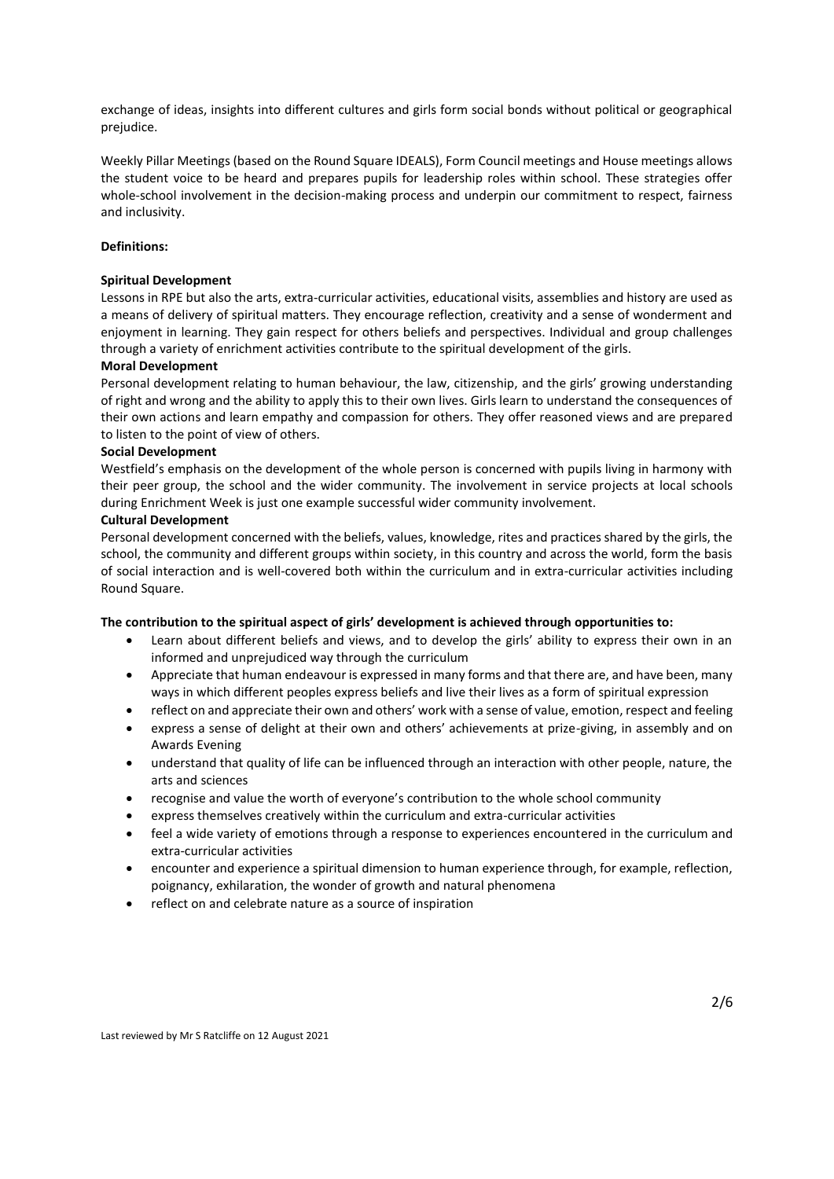exchange of ideas, insights into different cultures and girls form social bonds without political or geographical prejudice.

Weekly Pillar Meetings (based on the Round Square IDEALS), Form Council meetings and House meetings allows the student voice to be heard and prepares pupils for leadership roles within school. These strategies offer whole-school involvement in the decision-making process and underpin our commitment to respect, fairness and inclusivity.

**Definitions:**

**Spiritual Development**
Lessons in RPE but also the arts, extra-curricular activities, educational visits, assemblies and history are used as a means of delivery of spiritual matters. They encourage reflection, creativity and a sense of wonderment and enjoyment in learning. They gain respect for others beliefs and perspectives. Individual and group challenges through a variety of enrichment activities contribute to the spiritual development of the girls.

**Moral Development**
Personal development relating to human behaviour, the law, citizenship, and the girls' growing understanding of right and wrong and the ability to apply this to their own lives. Girls learn to understand the consequences of their own actions and learn empathy and compassion for others. They offer reasoned views and are prepared to listen to the point of view of others.

**Social Development**
Westfield's emphasis on the development of the whole person is concerned with pupils living in harmony with their peer group, the school and the wider community. The involvement in service projects at local schools during Enrichment Week is just one example successful wider community involvement.

**Cultural Development**
Personal development concerned with the beliefs, values, knowledge, rites and practices shared by the girls, the school, the community and different groups within society, in this country and across the world, form the basis of social interaction and is well-covered both within the curriculum and in extra-curricular activities including Round Square.

**The contribution to the spiritual aspect of girls' development is achieved through opportunities to:**

- Learn about different beliefs and views, and to develop the girls' ability to express their own in an informed and unprejudiced way through the curriculum
- Appreciate that human endeavour is expressed in many forms and that there are, and have been, many ways in which different peoples express beliefs and live their lives as a form of spiritual expression
- reflect on and appreciate their own and others' work with a sense of value, emotion, respect and feeling
- express a sense of delight at their own and others' achievements at prize-giving, in assembly and on Awards Evening
- understand that quality of life can be influenced through an interaction with other people, nature, the arts and sciences
- recognise and value the worth of everyone's contribution to the whole school community
- express themselves creatively within the curriculum and extra-curricular activities
- feel a wide variety of emotions through a response to experiences encountered in the curriculum and extra-curricular activities
- encounter and experience a spiritual dimension to human experience through, for example, reflection, poignancy, exhilaration, the wonder of growth and natural phenomena
- reflect on and celebrate nature as a source of inspiration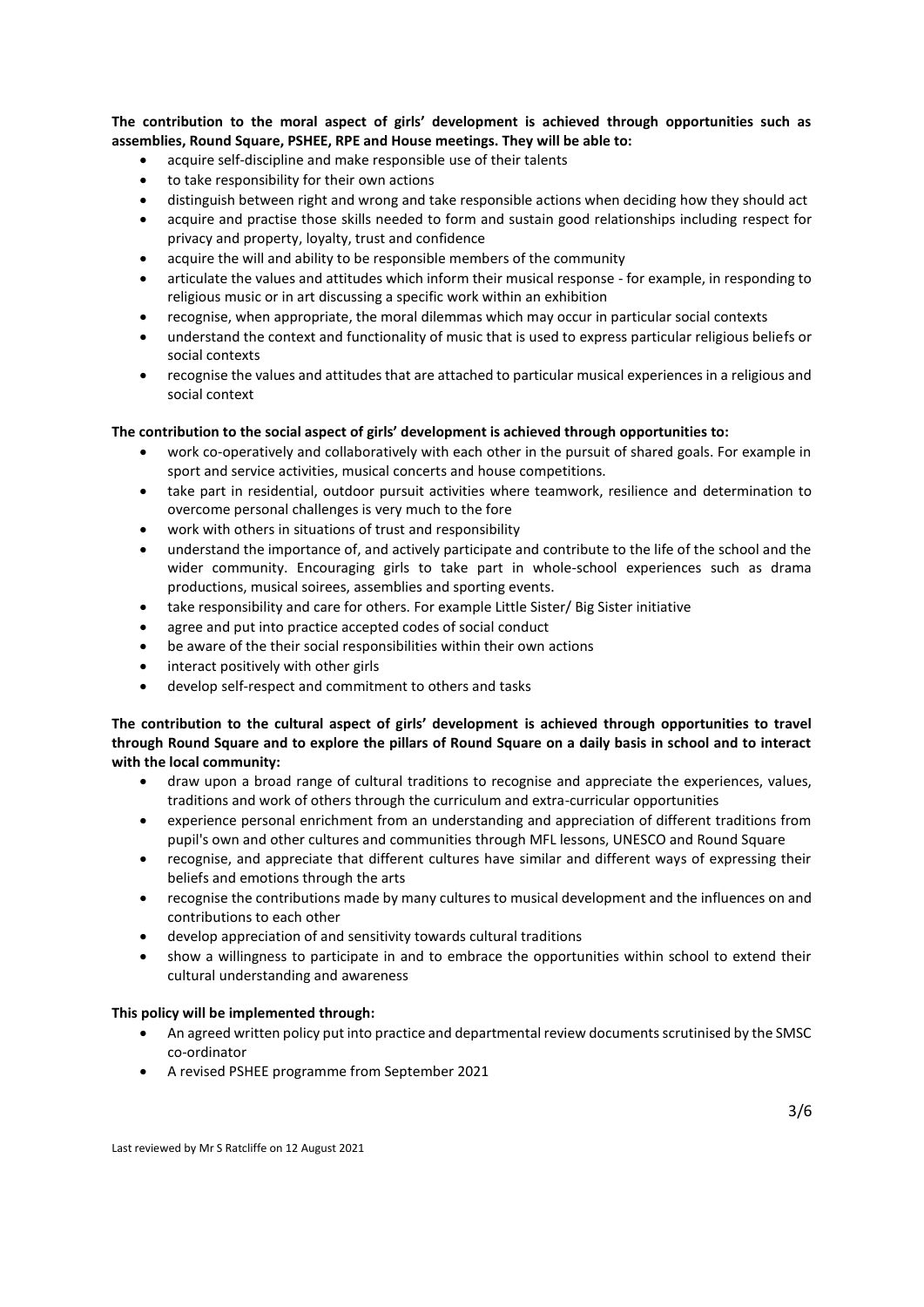**The contribution to the moral aspect of girls' development is achieved through opportunities such as assemblies, Round Square, PSHEE, RPE and House meetings. They will be able to:**

- acquire self-discipline and make responsible use of their talents
- to take responsibility for their own actions
- distinguish between right and wrong and take responsible actions when deciding how they should act
- acquire and practise those skills needed to form and sustain good relationships including respect for privacy and property, loyalty, trust and confidence
- acquire the will and ability to be responsible members of the community
- articulate the values and attitudes which inform their musical response - for example, in responding to religious music or in art discussing a specific work within an exhibition
- recognise, when appropriate, the moral dilemmas which may occur in particular social contexts
- understand the context and functionality of music that is used to express particular religious beliefs or social contexts
- recognise the values and attitudes that are attached to particular musical experiences in a religious and social context

**The contribution to the social aspect of girls' development is achieved through opportunities to:**

- work co-operatively and collaboratively with each other in the pursuit of shared goals. For example in sport and service activities, musical concerts and house competitions.
- take part in residential, outdoor pursuit activities where teamwork, resilience and determination to overcome personal challenges is very much to the fore
- work with others in situations of trust and responsibility
- understand the importance of, and actively participate and contribute to the life of the school and the wider community. Encouraging girls to take part in whole-school experiences such as drama productions, musical soirees, assemblies and sporting events.
- take responsibility and care for others. For example Little Sister/ Big Sister initiative
- agree and put into practice accepted codes of social conduct
- be aware of the their social responsibilities within their own actions
- interact positively with other girls
- develop self-respect and commitment to others and tasks

**The contribution to the cultural aspect of girls' development is achieved through opportunities to travel through Round Square and to explore the pillars of Round Square on a daily basis in school and to interact with the local community:**

- draw upon a broad range of cultural traditions to recognise and appreciate the experiences, values, traditions and work of others through the curriculum and extra-curricular opportunities
- experience personal enrichment from an understanding and appreciation of different traditions from pupil's own and other cultures and communities through MFL lessons, UNESCO and Round Square
- recognise, and appreciate that different cultures have similar and different ways of expressing their beliefs and emotions through the arts
- recognise the contributions made by many cultures to musical development and the influences on and contributions to each other
- develop appreciation of and sensitivity towards cultural traditions
- show a willingness to participate in and to embrace the opportunities within school to extend their cultural understanding and awareness

**This policy will be implemented through:**

- An agreed written policy put into practice and departmental review documents scrutinised by the SMSC co-ordinator
- A revised PSHEE programme from September 2021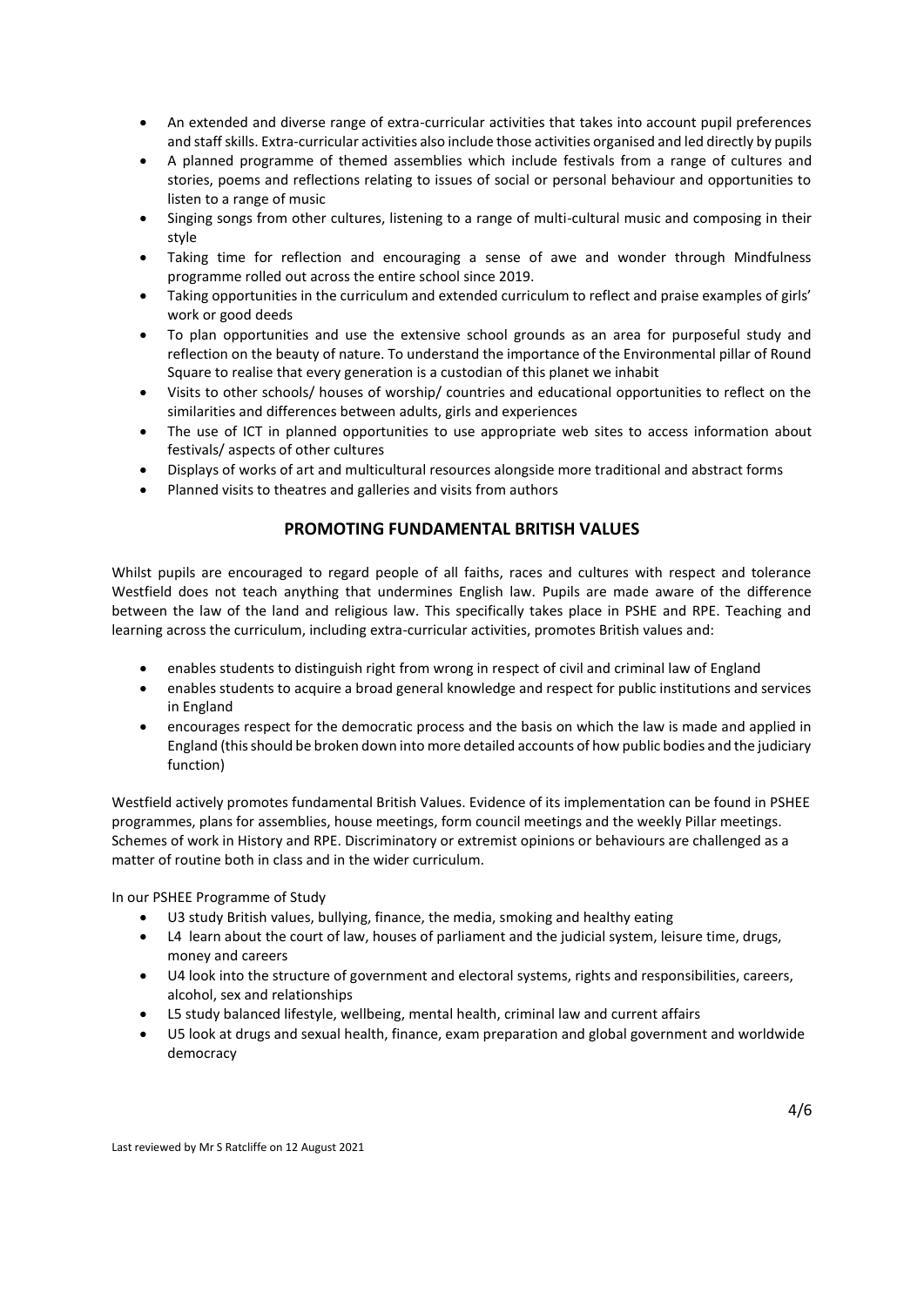- An extended and diverse range of extra-curricular activities that takes into account pupil preferences and staff skills. Extra-curricular activities also include those activities organised and led directly by pupils
- A planned programme of themed assemblies which include festivals from a range of cultures and stories, poems and reflections relating to issues of social or personal behaviour and opportunities to listen to a range of music
- Singing songs from other cultures, listening to a range of multi-cultural music and composing in their style
- Taking time for reflection and encouraging a sense of awe and wonder through Mindfulness programme rolled out across the entire school since 2019.
- Taking opportunities in the curriculum and extended curriculum to reflect and praise examples of girls' work or good deeds
- To plan opportunities and use the extensive school grounds as an area for purposeful study and reflection on the beauty of nature. To understand the importance of the Environmental pillar of Round Square to realise that every generation is a custodian of this planet we inhabit
- Visits to other schools/ houses of worship/ countries and educational opportunities to reflect on the similarities and differences between adults, girls and experiences
- The use of ICT in planned opportunities to use appropriate web sites to access information about festivals/ aspects of other cultures
- Displays of works of art and multicultural resources alongside more traditional and abstract forms
- Planned visits to theatres and galleries and visits from authors

## PROMOTING FUNDAMENTAL BRITISH VALUES

Whilst pupils are encouraged to regard people of all faiths, races and cultures with respect and tolerance Westfield does not teach anything that undermines English law. Pupils are made aware of the difference between the law of the land and religious law. This specifically takes place in PSHE and RPE. Teaching and learning across the curriculum, including extra-curricular activities, promotes British values and:

- enables students to distinguish right from wrong in respect of civil and criminal law of England
- enables students to acquire a broad general knowledge and respect for public institutions and services in England
- encourages respect for the democratic process and the basis on which the law is made and applied in England (this should be broken down into more detailed accounts of how public bodies and the judiciary function)

Westfield actively promotes fundamental British Values. Evidence of its implementation can be found in PSHEE programmes, plans for assemblies, house meetings, form council meetings and the weekly Pillar meetings. Schemes of work in History and RPE. Discriminatory or extremist opinions or behaviours are challenged as a matter of routine both in class and in the wider curriculum.

In our PSHEE Programme of Study

- U3 study British values, bullying, finance, the media, smoking and healthy eating
- L4 learn about the court of law, houses of parliament and the judicial system, leisure time, drugs, money and careers
- U4 look into the structure of government and electoral systems, rights and responsibilities, careers, alcohol, sex and relationships
- L5 study balanced lifestyle, wellbeing, mental health, criminal law and current affairs
- U5 look at drugs and sexual health, finance, exam preparation and global government and worldwide democracy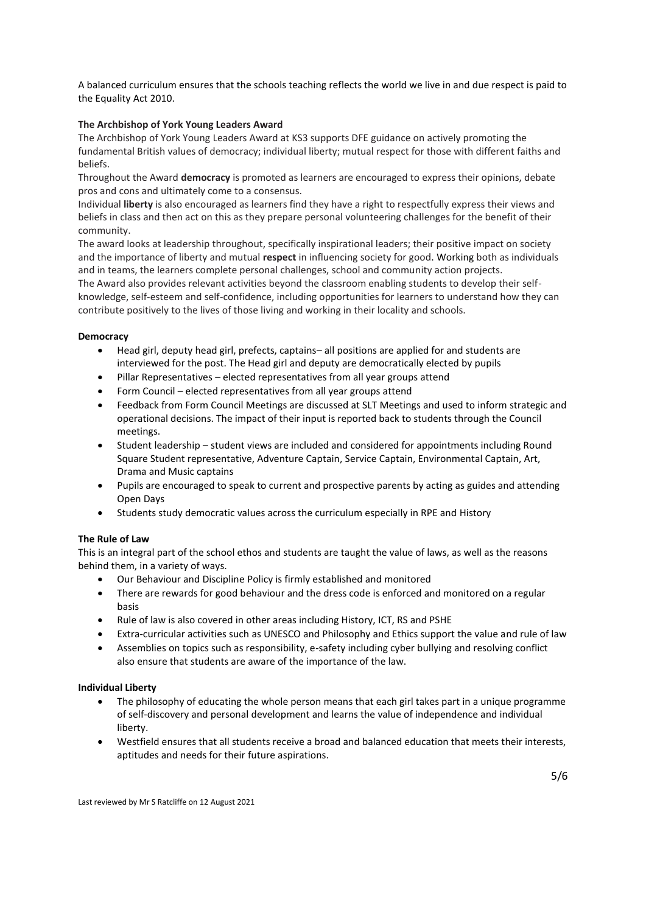A balanced curriculum ensures that the schools teaching reflects the world we live in and due respect is paid to the Equality Act 2010.

**The Archbishop of York Young Leaders Award**

The Archbishop of York Young Leaders Award at KS3 supports DFE guidance on actively promoting the fundamental British values of democracy; individual liberty; mutual respect for those with different faiths and beliefs.

Throughout the Award **democracy** is promoted as learners are encouraged to express their opinions, debate pros and cons and ultimately come to a consensus.

Individual **liberty** is also encouraged as learners find they have a right to respectfully express their views and beliefs in class and then act on this as they prepare personal volunteering challenges for the benefit of their community.

The award looks at leadership throughout, specifically inspirational leaders; their positive impact on society and the importance of liberty and mutual **respect** in influencing society for good. Working both as individuals and in teams, the learners complete personal challenges, school and community action projects.

The Award also provides relevant activities beyond the classroom enabling students to develop their self-knowledge, self-esteem and self-confidence, including opportunities for learners to understand how they can contribute positively to the lives of those living and working in their locality and schools.

**Democracy**

- Head girl, deputy head girl, prefects, captains– all positions are applied for and students are interviewed for the post. The Head girl and deputy are democratically elected by pupils
- Pillar Representatives – elected representatives from all year groups attend
- Form Council – elected representatives from all year groups attend
- Feedback from Form Council Meetings are discussed at SLT Meetings and used to inform strategic and operational decisions. The impact of their input is reported back to students through the Council meetings.
- Student leadership – student views are included and considered for appointments including Round Square Student representative, Adventure Captain, Service Captain, Environmental Captain, Art, Drama and Music captains
- Pupils are encouraged to speak to current and prospective parents by acting as guides and attending Open Days
- Students study democratic values across the curriculum especially in RPE and History

**The Rule of Law**

This is an integral part of the school ethos and students are taught the value of laws, as well as the reasons behind them, in a variety of ways.

- Our Behaviour and Discipline Policy is firmly established and monitored
- There are rewards for good behaviour and the dress code is enforced and monitored on a regular basis
- Rule of law is also covered in other areas including History, ICT, RS and PSHE
- Extra-curricular activities such as UNESCO and Philosophy and Ethics support the value and rule of law
- Assemblies on topics such as responsibility, e-safety including cyber bullying and resolving conflict also ensure that students are aware of the importance of the law.

**Individual Liberty**

- The philosophy of educating the whole person means that each girl takes part in a unique programme of self-discovery and personal development and learns the value of independence and individual liberty.
- Westfield ensures that all students receive a broad and balanced education that meets their interests, aptitudes and needs for their future aspirations.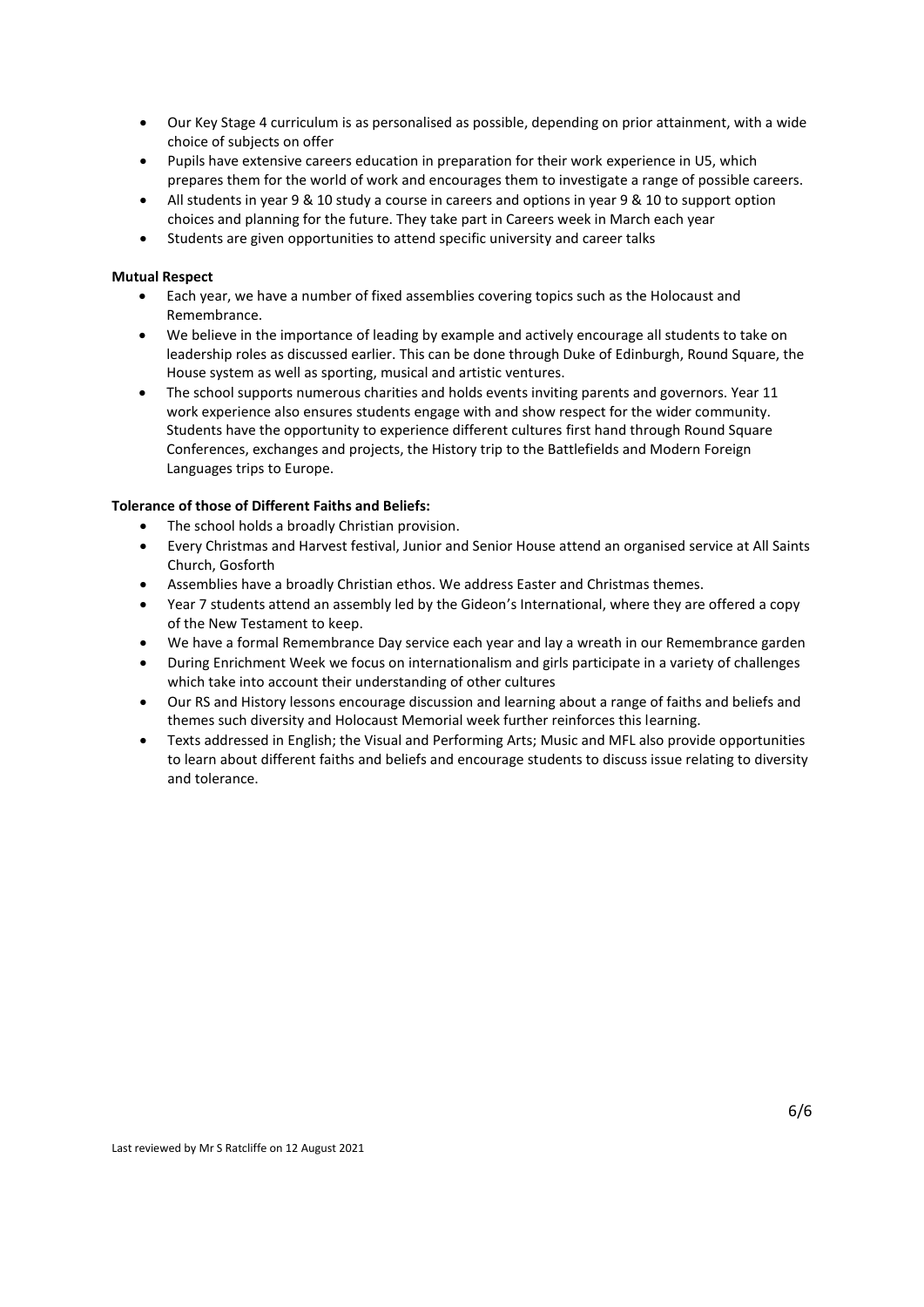- Our Key Stage 4 curriculum is as personalised as possible, depending on prior attainment, with a wide choice of subjects on offer
- Pupils have extensive careers education in preparation for their work experience in U5, which prepares them for the world of work and encourages them to investigate a range of possible careers.
- All students in year 9 & 10 study a course in careers and options in year 9 & 10 to support option choices and planning for the future. They take part in Careers week in March each year
- Students are given opportunities to attend specific university and career talks

**Mutual Respect**

- Each year, we have a number of fixed assemblies covering topics such as the Holocaust and Remembrance.
- We believe in the importance of leading by example and actively encourage all students to take on leadership roles as discussed earlier. This can be done through Duke of Edinburgh, Round Square, the House system as well as sporting, musical and artistic ventures.
- The school supports numerous charities and holds events inviting parents and governors. Year 11 work experience also ensures students engage with and show respect for the wider community. Students have the opportunity to experience different cultures first hand through Round Square Conferences, exchanges and projects, the History trip to the Battlefields and Modern Foreign Languages trips to Europe.

**Tolerance of those of Different Faiths and Beliefs:**

- The school holds a broadly Christian provision.
- Every Christmas and Harvest festival, Junior and Senior House attend an organised service at All Saints Church, Gosforth
- Assemblies have a broadly Christian ethos. We address Easter and Christmas themes.
- Year 7 students attend an assembly led by the Gideon's International, where they are offered a copy of the New Testament to keep.
- We have a formal Remembrance Day service each year and lay a wreath in our Remembrance garden
- During Enrichment Week we focus on internationalism and girls participate in a variety of challenges which take into account their understanding of other cultures
- Our RS and History lessons encourage discussion and learning about a range of faiths and beliefs and themes such diversity and Holocaust Memorial week further reinforces this learning.
- Texts addressed in English; the Visual and Performing Arts; Music and MFL also provide opportunities to learn about different faiths and beliefs and encourage students to discuss issue relating to diversity and tolerance.

Last reviewed by Mr S Ratcliffe on 12 August 2021